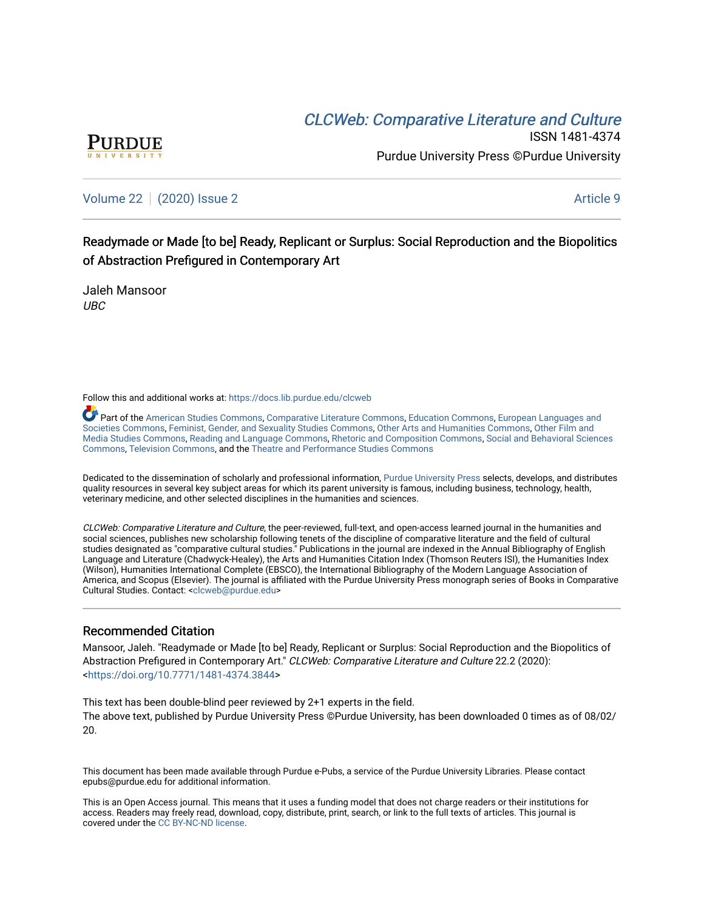CLCWeb: Comparative Literature and Culture

ISSN 1481-4374

Purdue University Press ©Purdue University

Volume 22 | (2020) Issue 2 | Article 9

# Readymade or Made [to be] Ready, Replicant or Surplus: Social Reproduction and the Biopolitics of Abstraction Prefigured in Contemporary Art

Jaleh Mansoor
*UBC*

Follow this and additional works at: https://docs.lib.purdue.edu/clcweb

Part of the American Studies Commons, Comparative Literature Commons, Education Commons, European Languages and Societies Commons, Feminist, Gender, and Sexuality Studies Commons, Other Arts and Humanities Commons, Other Film and Media Studies Commons, Reading and Language Commons, Rhetoric and Composition Commons, Social and Behavioral Sciences Commons, Television Commons, and the Theatre and Performance Studies Commons

Dedicated to the dissemination of scholarly and professional information, Purdue University Press selects, develops, and distributes quality resources in several key subject areas for which its parent university is famous, including business, technology, health, veterinary medicine, and other selected disciplines in the humanities and sciences.

*CLCWeb: Comparative Literature and Culture*, the peer-reviewed, full-text, and open-access learned journal in the humanities and social sciences, publishes new scholarship following tenets of the discipline of comparative literature and the field of cultural studies designated as "comparative cultural studies." Publications in the journal are indexed in the Annual Bibliography of English Language and Literature (Chadwyck-Healey), the Arts and Humanities Citation Index (Thomson Reuters ISI), the Humanities Index (Wilson), Humanities International Complete (EBSCO), the International Bibliography of the Modern Language Association of America, and Scopus (Elsevier). The journal is affiliated with the Purdue University Press monograph series of Books in Comparative Cultural Studies. Contact: <clcweb@purdue.edu>

## Recommended Citation

Mansoor, Jaleh. "Readymade or Made [to be] Ready, Replicant or Surplus: Social Reproduction and the Biopolitics of Abstraction Prefigured in Contemporary Art." *CLCWeb: Comparative Literature and Culture* 22.2 (2020): <https://doi.org/10.7771/1481-4374.3844>

This text has been double-blind peer reviewed by 2+1 experts in the field.
The above text, published by Purdue University Press ©Purdue University, has been downloaded 0 times as of 08/02/20.

This document has been made available through Purdue e-Pubs, a service of the Purdue University Libraries. Please contact epubs@purdue.edu for additional information.

This is an Open Access journal. This means that it uses a funding model that does not charge readers or their institutions for access. Readers may freely read, download, copy, distribute, print, search, or link to the full texts of articles. This journal is covered under the CC BY-NC-ND license.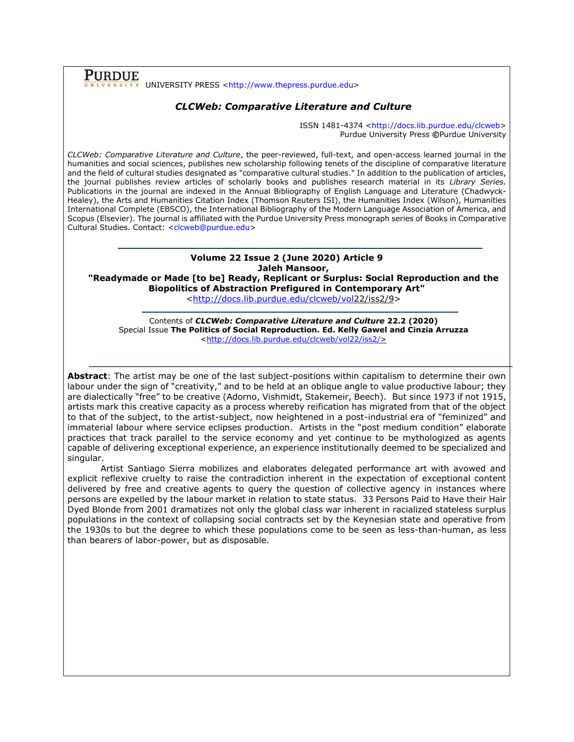**PURDUE** UNIVERSITY PRESS <http://www.thepress.purdue.edu>

## *CLCWeb: Comparative Literature and Culture*

ISSN 1481-4374 <http://docs.lib.purdue.edu/clcweb>
Purdue University Press ©Purdue University

*CLCWeb: Comparative Literature and Culture*, the peer-reviewed, full-text, and open-access learned journal in the humanities and social sciences, publishes new scholarship following tenets of the discipline of comparative literature and the field of cultural studies designated as "comparative cultural studies." In addition to the publication of articles, the journal publishes review articles of scholarly books and publishes research material in its *Library Series.* Publications in the journal are indexed in the Annual Bibliography of English Language and Literature (Chadwyck-Healey), the Arts and Humanities Citation Index (Thomson Reuters ISI), the Humanities Index (Wilson), Humanities International Complete (EBSCO), the International Bibliography of the Modern Language Association of America, and Scopus (Elsevier). The journal is affiliated with the Purdue University Press monograph series of Books in Comparative Cultural Studies. Contact: <clcweb@purdue.edu>

---

**Volume 22 Issue 2 (June 2020) Article 9**
**Jaleh Mansoor,**
**"Readymade or Made [to be] Ready, Replicant or Surplus: Social Reproduction and the Biopolitics of Abstraction Prefigured in Contemporary Art"**
<http://docs.lib.purdue.edu/clcweb/vol22/iss2/9>

---

Contents of ***CLCWeb: Comparative Literature and Culture* 22.2 (2020)**
Special Issue **The Politics of Social Reproduction. Ed. Kelly Gawel and Cinzia Arruzza**
<http://docs.lib.purdue.edu/clcweb/vol22/iss2/>

---

**Abstract**: The artist may be one of the last subject-positions within capitalism to determine their own labour under the sign of "creativity," and to be held at an oblique angle to value productive labour; they are dialectically "free" to be creative (Adorno, Vishmidt, Stakemeir, Beech). But since 1973 if not 1915, artists mark this creative capacity as a process whereby reification has migrated from that of the object to that of the subject, to the artist-subject, now heightened in a post-industrial era of "feminized" and immaterial labour where service eclipses production. Artists in the "post medium condition" elaborate practices that track parallel to the service economy and yet continue to be mythologized as agents capable of delivering exceptional experience, an experience institutionally deemed to be specialized and singular.

Artist Santiago Sierra mobilizes and elaborates delegated performance art with avowed and explicit reflexive cruelty to raise the contradiction inherent in the expectation of exceptional content delivered by free and creative agents to query the question of collective agency in instances where persons are expelled by the labour market in relation to state status. 33 Persons Paid to Have their Hair Dyed Blonde from 2001 dramatizes not only the global class war inherent in racialized stateless surplus populations in the context of collapsing social contracts set by the Keynesian state and operative from the 1930s to but the degree to which these populations come to be seen as less-than-human, as less than bearers of labor-power, but as disposable.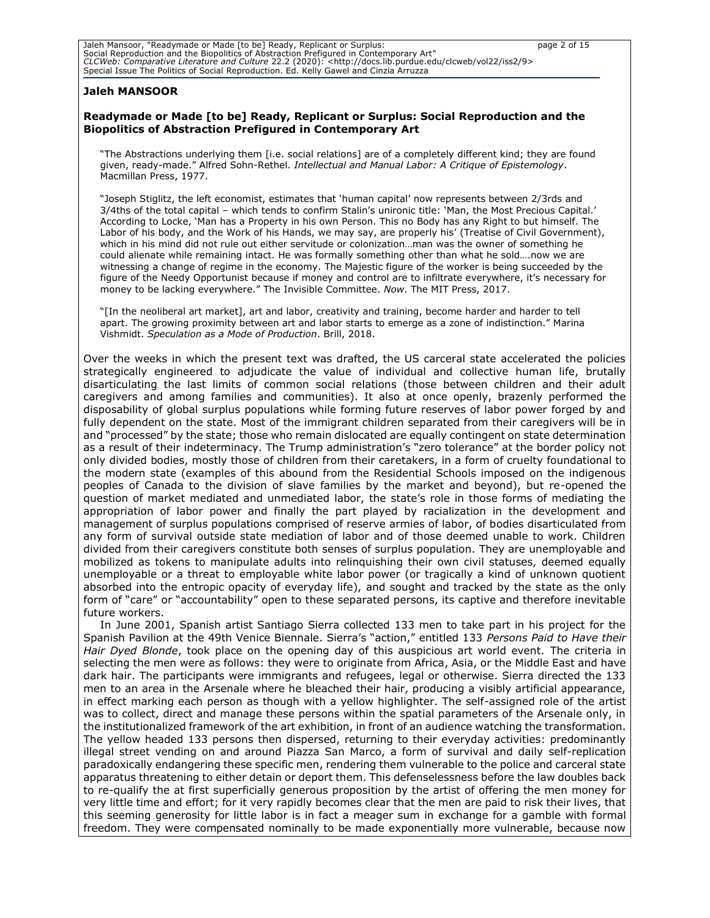**Jaleh MANSOOR**

### Readymade or Made [to be] Ready, Replicant or Surplus: Social Reproduction and the Biopolitics of Abstraction Prefigured in Contemporary Art

> "The Abstractions underlying them [i.e. social relations] are of a completely different kind; they are found given, ready-made." Alfred Sohn-Rethel. *Intellectual and Manual Labor: A Critique of Epistemology*. Macmillan Press, 1977.

> "Joseph Stiglitz, the left economist, estimates that 'human capital' now represents between 2/3rds and 3/4ths of the total capital – which tends to confirm Stalin's unironic title: 'Man, the Most Precious Capital.' According to Locke, 'Man has a Property in his own Person. This no Body has any Right to but himself. The Labor of his body, and the Work of his Hands, we may say, are properly his' (Treatise of Civil Government), which in his mind did not rule out either servitude or colonization…man was the owner of something he could alienate while remaining intact. He was formally something other than what he sold….now we are witnessing a change of regime in the economy. The Majestic figure of the worker is being succeeded by the figure of the Needy Opportunist because if money and control are to infiltrate everywhere, it's necessary for money to be lacking everywhere." The Invisible Committee. *Now*. The MIT Press, 2017.

> "[In the neoliberal art market], art and labor, creativity and training, become harder and harder to tell apart. The growing proximity between art and labor starts to emerge as a zone of indistinction." Marina Vishmidt. *Speculation as a Mode of Production*. Brill, 2018.

Over the weeks in which the present text was drafted, the US carceral state accelerated the policies strategically engineered to adjudicate the value of individual and collective human life, brutally disarticulating the last limits of common social relations (those between children and their adult caregivers and among families and communities). It also at once openly, brazenly performed the disposability of global surplus populations while forming future reserves of labor power forged by and fully dependent on the state. Most of the immigrant children separated from their caregivers will be in and "processed" by the state; those who remain dislocated are equally contingent on state determination as a result of their indeterminacy. The Trump administration's "zero tolerance" at the border policy not only divided bodies, mostly those of children from their caretakers, in a form of cruelty foundational to the modern state (examples of this abound from the Residential Schools imposed on the indigenous peoples of Canada to the division of slave families by the market and beyond), but re-opened the question of market mediated and unmediated labor, the state's role in those forms of mediating the appropriation of labor power and finally the part played by racialization in the development and management of surplus populations comprised of reserve armies of labor, of bodies disarticulated from any form of survival outside state mediation of labor and of those deemed unable to work. Children divided from their caregivers constitute both senses of surplus population. They are unemployable and mobilized as tokens to manipulate adults into relinquishing their own civil statuses, deemed equally unemployable or a threat to employable white labor power (or tragically a kind of unknown quotient absorbed into the entropic opacity of everyday life), and sought and tracked by the state as the only form of "care" or "accountability" open to these separated persons, its captive and therefore inevitable future workers.

In June 2001, Spanish artist Santiago Sierra collected 133 men to take part in his project for the Spanish Pavilion at the 49th Venice Biennale. Sierra's "action," entitled 133 *Persons Paid to Have their Hair Dyed Blonde*, took place on the opening day of this auspicious art world event. The criteria in selecting the men were as follows: they were to originate from Africa, Asia, or the Middle East and have dark hair. The participants were immigrants and refugees, legal or otherwise. Sierra directed the 133 men to an area in the Arsenale where he bleached their hair, producing a visibly artificial appearance, in effect marking each person as though with a yellow highlighter. The self-assigned role of the artist was to collect, direct and manage these persons within the spatial parameters of the Arsenale only, in the institutionalized framework of the art exhibition, in front of an audience watching the transformation. The yellow headed 133 persons then dispersed, returning to their everyday activities: predominantly illegal street vending on and around Piazza San Marco, a form of survival and daily self-replication paradoxically endangering these specific men, rendering them vulnerable to the police and carceral state apparatus threatening to either detain or deport them. This defenselessness before the law doubles back to re-qualify the at first superficially generous proposition by the artist of offering the men money for very little time and effort; for it very rapidly becomes clear that the men are paid to risk their lives, that this seeming generosity for little labor is in fact a meager sum in exchange for a gamble with formal freedom. They were compensated nominally to be made exponentially more vulnerable, because now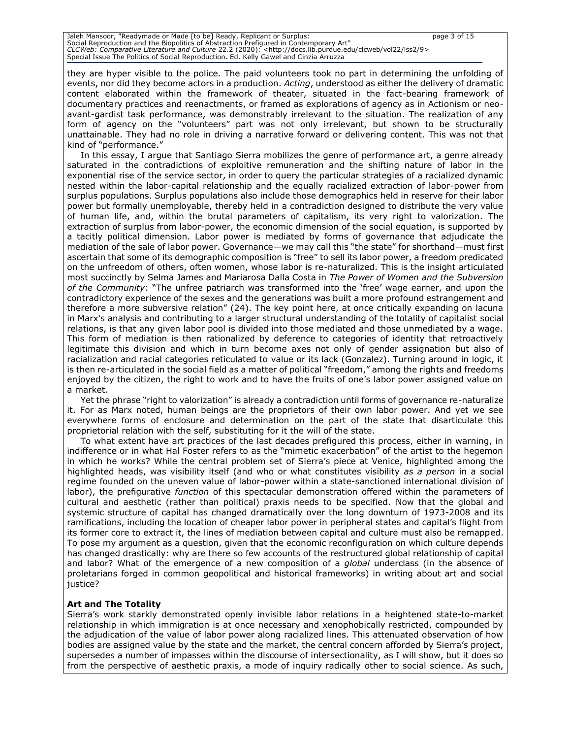they are hyper visible to the police. The paid volunteers took no part in determining the unfolding of events, nor did they become actors in a production. *Acting*, understood as either the delivery of dramatic content elaborated within the framework of theater, situated in the fact-bearing framework of documentary practices and reenactments, or framed as explorations of agency as in Actionism or neo-avant-gardist task performance, was demonstrably irrelevant to the situation. The realization of any form of agency on the "volunteers" part was not only irrelevant, but shown to be structurally unattainable. They had no role in driving a narrative forward or delivering content. This was not that kind of "performance."

In this essay, I argue that Santiago Sierra mobilizes the genre of performance art, a genre already saturated in the contradictions of exploitive remuneration and the shifting nature of labor in the exponential rise of the service sector, in order to query the particular strategies of a racialized dynamic nested within the labor-capital relationship and the equally racialized extraction of labor-power from surplus populations. Surplus populations also include those demographics held in reserve for their labor power but formally unemployable, thereby held in a contradiction designed to distribute the very value of human life, and, within the brutal parameters of capitalism, its very right to valorization. The extraction of surplus from labor-power, the economic dimension of the social equation, is supported by a tacitly political dimension. Labor power is mediated by forms of governance that adjudicate the mediation of the sale of labor power. Governance—we may call this "the state" for shorthand—must first ascertain that some of its demographic composition is "free" to sell its labor power, a freedom predicated on the unfreedom of others, often women, whose labor is re-naturalized. This is the insight articulated most succinctly by Selma James and Mariarosa Dalla Costa in *The Power of Women and the Subversion of the Community*: "The unfree patriarch was transformed into the 'free' wage earner, and upon the contradictory experience of the sexes and the generations was built a more profound estrangement and therefore a more subversive relation" (24). The key point here, at once critically expanding on lacuna in Marx's analysis and contributing to a larger structural understanding of the totality of capitalist social relations, is that any given labor pool is divided into those mediated and those unmediated by a wage. This form of mediation is then rationalized by deference to categories of identity that retroactively legitimate this division and which in turn become axes not only of gender assignation but also of racialization and racial categories reticulated to value or its lack (Gonzalez). Turning around in logic, it is then re-articulated in the social field as a matter of political "freedom," among the rights and freedoms enjoyed by the citizen, the right to work and to have the fruits of one's labor power assigned value on a market.

Yet the phrase "right to valorization" is already a contradiction until forms of governance re-naturalize it. For as Marx noted, human beings are the proprietors of their own labor power. And yet we see everywhere forms of enclosure and determination on the part of the state that disarticulate this proprietorial relation with the self, substituting for it the will of the state.

To what extent have art practices of the last decades prefigured this process, either in warning, in indifference or in what Hal Foster refers to as the "mimetic exacerbation" of the artist to the hegemon in which he works? While the central problem set of Sierra's piece at Venice, highlighted among the highlighted heads, was visibility itself (and who or what constitutes visibility *as a person* in a social regime founded on the uneven value of labor-power within a state-sanctioned international division of labor), the prefigurative *function* of this spectacular demonstration offered within the parameters of cultural and aesthetic (rather than political) praxis needs to be specified. Now that the global and systemic structure of capital has changed dramatically over the long downturn of 1973-2008 and its ramifications, including the location of cheaper labor power in peripheral states and capital's flight from its former core to extract it, the lines of mediation between capital and culture must also be remapped. To pose my argument as a question, given that the economic reconfiguration on which culture depends has changed drastically: why are there so few accounts of the restructured global relationship of capital and labor? What of the emergence of a new composition of a *global* underclass (in the absence of proletarians forged in common geopolitical and historical frameworks) in writing about art and social justice?

**Art and The Totality**

Sierra's work starkly demonstrated openly invisible labor relations in a heightened state-to-market relationship in which immigration is at once necessary and xenophobically restricted, compounded by the adjudication of the value of labor power along racialized lines. This attenuated observation of how bodies are assigned value by the state and the market, the central concern afforded by Sierra's project, supersedes a number of impasses within the discourse of intersectionality, as I will show, but it does so from the perspective of aesthetic praxis, a mode of inquiry radically other to social science. As such,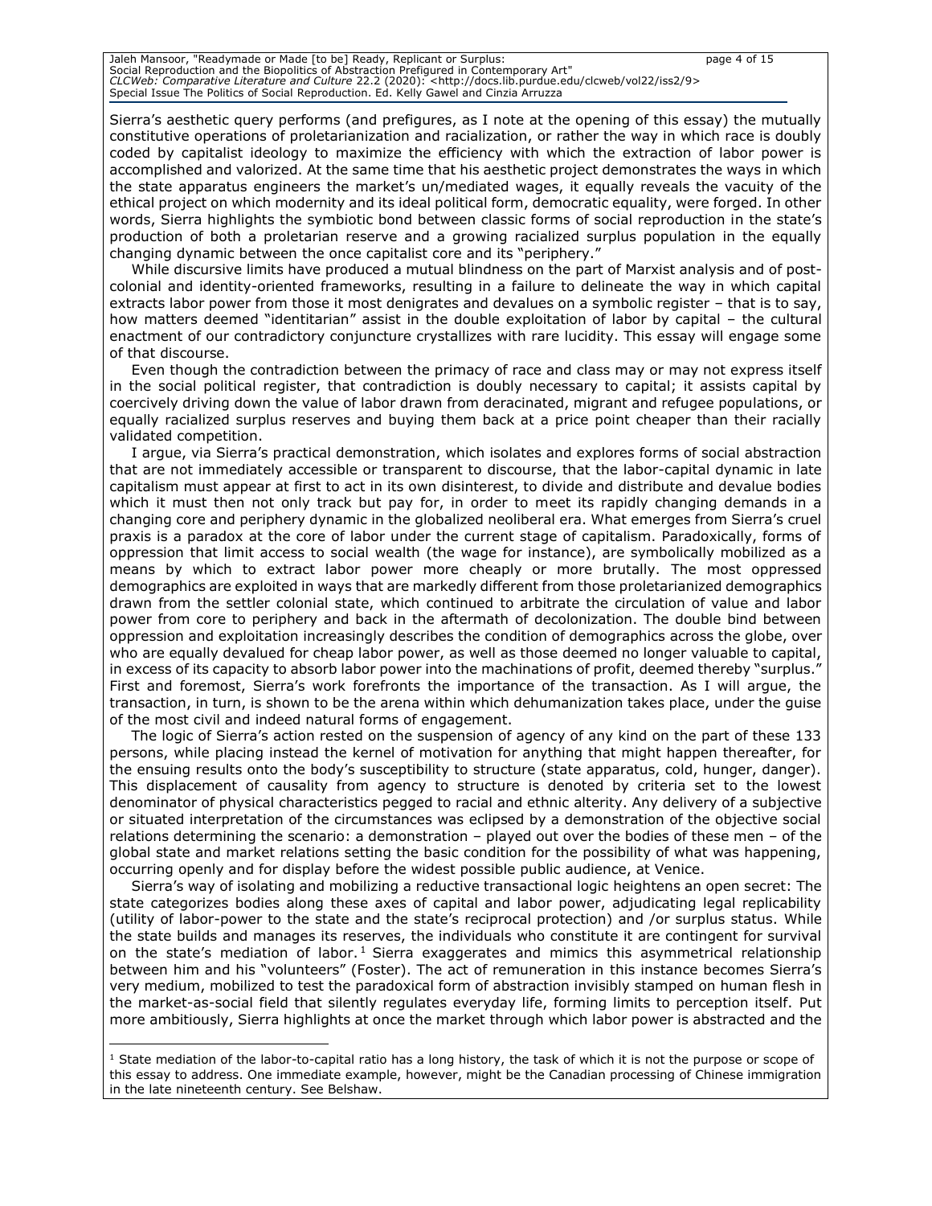Sierra's aesthetic query performs (and prefigures, as I note at the opening of this essay) the mutually constitutive operations of proletarianization and racialization, or rather the way in which race is doubly coded by capitalist ideology to maximize the efficiency with which the extraction of labor power is accomplished and valorized. At the same time that his aesthetic project demonstrates the ways in which the state apparatus engineers the market's un/mediated wages, it equally reveals the vacuity of the ethical project on which modernity and its ideal political form, democratic equality, were forged. In other words, Sierra highlights the symbiotic bond between classic forms of social reproduction in the state's production of both a proletarian reserve and a growing racialized surplus population in the equally changing dynamic between the once capitalist core and its "periphery."

While discursive limits have produced a mutual blindness on the part of Marxist analysis and of post-colonial and identity-oriented frameworks, resulting in a failure to delineate the way in which capital extracts labor power from those it most denigrates and devalues on a symbolic register – that is to say, how matters deemed "identitarian" assist in the double exploitation of labor by capital – the cultural enactment of our contradictory conjuncture crystallizes with rare lucidity. This essay will engage some of that discourse.

Even though the contradiction between the primacy of race and class may or may not express itself in the social political register, that contradiction is doubly necessary to capital; it assists capital by coercively driving down the value of labor drawn from deracinated, migrant and refugee populations, or equally racialized surplus reserves and buying them back at a price point cheaper than their racially validated competition.

I argue, via Sierra's practical demonstration, which isolates and explores forms of social abstraction that are not immediately accessible or transparent to discourse, that the labor-capital dynamic in late capitalism must appear at first to act in its own disinterest, to divide and distribute and devalue bodies which it must then not only track but pay for, in order to meet its rapidly changing demands in a changing core and periphery dynamic in the globalized neoliberal era. What emerges from Sierra's cruel praxis is a paradox at the core of labor under the current stage of capitalism. Paradoxically, forms of oppression that limit access to social wealth (the wage for instance), are symbolically mobilized as a means by which to extract labor power more cheaply or more brutally. The most oppressed demographics are exploited in ways that are markedly different from those proletarianized demographics drawn from the settler colonial state, which continued to arbitrate the circulation of value and labor power from core to periphery and back in the aftermath of decolonization. The double bind between oppression and exploitation increasingly describes the condition of demographics across the globe, over who are equally devalued for cheap labor power, as well as those deemed no longer valuable to capital, in excess of its capacity to absorb labor power into the machinations of profit, deemed thereby "surplus." First and foremost, Sierra's work forefronts the importance of the transaction. As I will argue, the transaction, in turn, is shown to be the arena within which dehumanization takes place, under the guise of the most civil and indeed natural forms of engagement.

The logic of Sierra's action rested on the suspension of agency of any kind on the part of these 133 persons, while placing instead the kernel of motivation for anything that might happen thereafter, for the ensuing results onto the body's susceptibility to structure (state apparatus, cold, hunger, danger). This displacement of causality from agency to structure is denoted by criteria set to the lowest denominator of physical characteristics pegged to racial and ethnic alterity. Any delivery of a subjective or situated interpretation of the circumstances was eclipsed by a demonstration of the objective social relations determining the scenario: a demonstration – played out over the bodies of these men – of the global state and market relations setting the basic condition for the possibility of what was happening, occurring openly and for display before the widest possible public audience, at Venice.

Sierra's way of isolating and mobilizing a reductive transactional logic heightens an open secret: The state categorizes bodies along these axes of capital and labor power, adjudicating legal replicability (utility of labor-power to the state and the state's reciprocal protection) and /or surplus status. While the state builds and manages its reserves, the individuals who constitute it are contingent for survival on the state's mediation of labor.[1] Sierra exaggerates and mimics this asymmetrical relationship between him and his "volunteers" (Foster). The act of remuneration in this instance becomes Sierra's very medium, mobilized to test the paradoxical form of abstraction invisibly stamped on human flesh in the market-as-social field that silently regulates everyday life, forming limits to perception itself. Put more ambitiously, Sierra highlights at once the market through which labor power is abstracted and the

[1] State mediation of the labor-to-capital ratio has a long history, the task of which it is not the purpose or scope of this essay to address. One immediate example, however, might be the Canadian processing of Chinese immigration in the late nineteenth century. See Belshaw.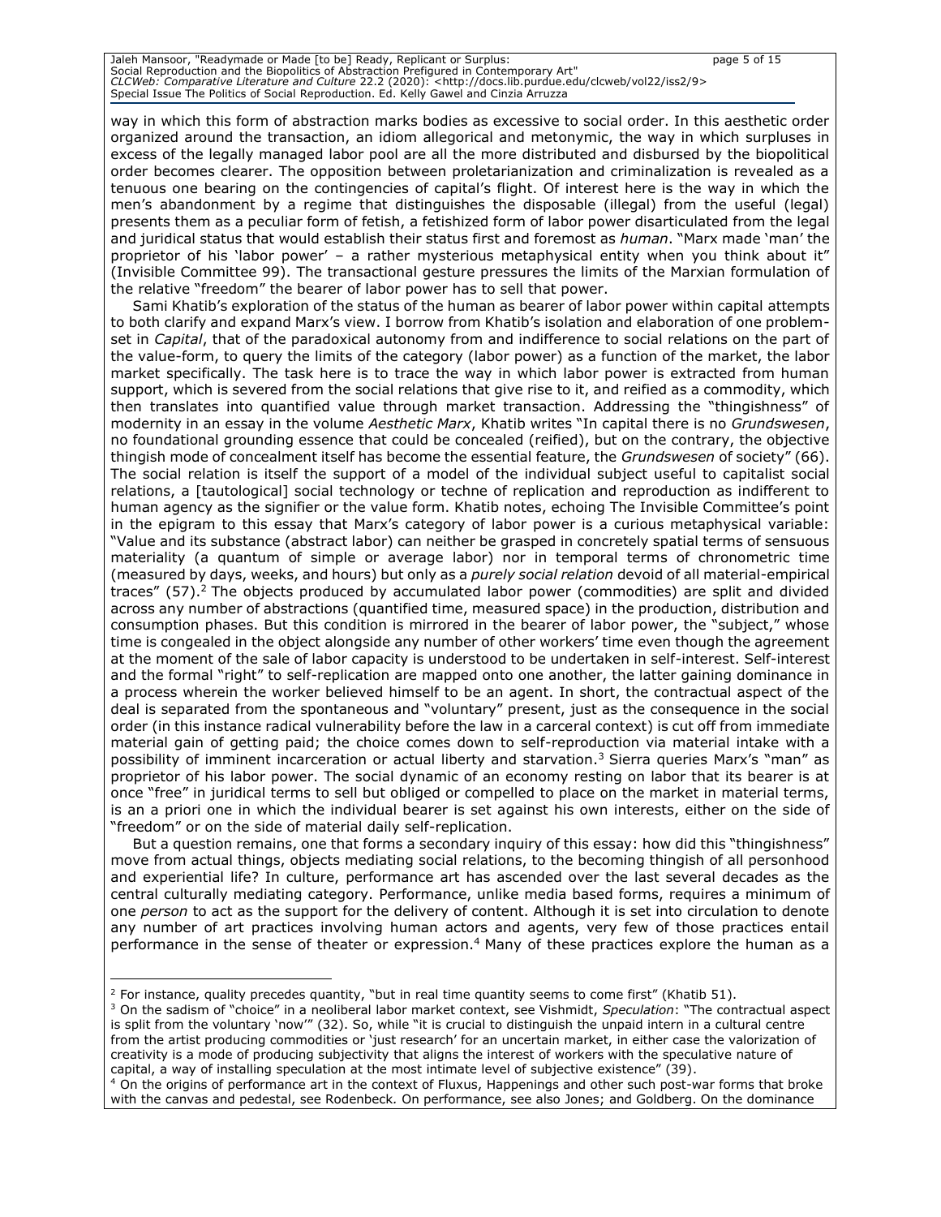way in which this form of abstraction marks bodies as excessive to social order. In this aesthetic order organized around the transaction, an idiom allegorical and metonymic, the way in which surpluses in excess of the legally managed labor pool are all the more distributed and disbursed by the biopolitical order becomes clearer. The opposition between proletarianization and criminalization is revealed as a tenuous one bearing on the contingencies of capital's flight. Of interest here is the way in which the men's abandonment by a regime that distinguishes the disposable (illegal) from the useful (legal) presents them as a peculiar form of fetish, a fetishized form of labor power disarticulated from the legal and juridical status that would establish their status first and foremost as *human*. "Marx made 'man' the proprietor of his 'labor power' – a rather mysterious metaphysical entity when you think about it" (Invisible Committee 99). The transactional gesture pressures the limits of the Marxian formulation of the relative "freedom" the bearer of labor power has to sell that power.

Sami Khatib's exploration of the status of the human as bearer of labor power within capital attempts to both clarify and expand Marx's view. I borrow from Khatib's isolation and elaboration of one problem-set in *Capital*, that of the paradoxical autonomy from and indifference to social relations on the part of the value-form, to query the limits of the category (labor power) as a function of the market, the labor market specifically. The task here is to trace the way in which labor power is extracted from human support, which is severed from the social relations that give rise to it, and reified as a commodity, which then translates into quantified value through market transaction. Addressing the "thingishness" of modernity in an essay in the volume *Aesthetic Marx*, Khatib writes "In capital there is no *Grundswesen*, no foundational grounding essence that could be concealed (reified), but on the contrary, the objective thingish mode of concealment itself has become the essential feature, the *Grundswesen* of society" (66). The social relation is itself the support of a model of the individual subject useful to capitalist social relations, a [tautological] social technology or techne of replication and reproduction as indifferent to human agency as the signifier or the value form. Khatib notes, echoing The Invisible Committee's point in the epigram to this essay that Marx's category of labor power is a curious metaphysical variable: "Value and its substance (abstract labor) can neither be grasped in concretely spatial terms of sensuous materiality (a quantum of simple or average labor) nor in temporal terms of chronometric time (measured by days, weeks, and hours) but only as a *purely social relation* devoid of all material-empirical traces" (57).[2] The objects produced by accumulated labor power (commodities) are split and divided across any number of abstractions (quantified time, measured space) in the production, distribution and consumption phases. But this condition is mirrored in the bearer of labor power, the "subject," whose time is congealed in the object alongside any number of other workers' time even though the agreement at the moment of the sale of labor capacity is understood to be undertaken in self-interest. Self-interest and the formal "right" to self-replication are mapped onto one another, the latter gaining dominance in a process wherein the worker believed himself to be an agent. In short, the contractual aspect of the deal is separated from the spontaneous and "voluntary" present, just as the consequence in the social order (in this instance radical vulnerability before the law in a carceral context) is cut off from immediate material gain of getting paid; the choice comes down to self-reproduction via material intake with a possibility of imminent incarceration or actual liberty and starvation.[3] Sierra queries Marx's "man" as proprietor of his labor power. The social dynamic of an economy resting on labor that its bearer is at once "free" in juridical terms to sell but obliged or compelled to place on the market in material terms, is an a priori one in which the individual bearer is set against his own interests, either on the side of "freedom" or on the side of material daily self-replication.

But a question remains, one that forms a secondary inquiry of this essay: how did this "thingishness" move from actual things, objects mediating social relations, to the becoming thingish of all personhood and experiential life? In culture, performance art has ascended over the last several decades as the central culturally mediating category. Performance, unlike media based forms, requires a minimum of one *person* to act as the support for the delivery of content. Although it is set into circulation to denote any number of art practices involving human actors and agents, very few of those practices entail performance in the sense of theater or expression.[4] Many of these practices explore the human as a

---

[2] For instance, quality precedes quantity, "but in real time quantity seems to come first" (Khatib 51).

[3] On the sadism of "choice" in a neoliberal labor market context, see Vishmidt, *Speculation*: "The contractual aspect is split from the voluntary 'now'" (32). So, while "it is crucial to distinguish the unpaid intern in a cultural centre from the artist producing commodities or 'just research' for an uncertain market, in either case the valorization of creativity is a mode of producing subjectivity that aligns the interest of workers with the speculative nature of capital, a way of installing speculation at the most intimate level of subjective existence" (39).

[4] On the origins of performance art in the context of Fluxus, Happenings and other such post-war forms that broke with the canvas and pedestal, see Rodenbeck. On performance, see also Jones; and Goldberg. On the dominance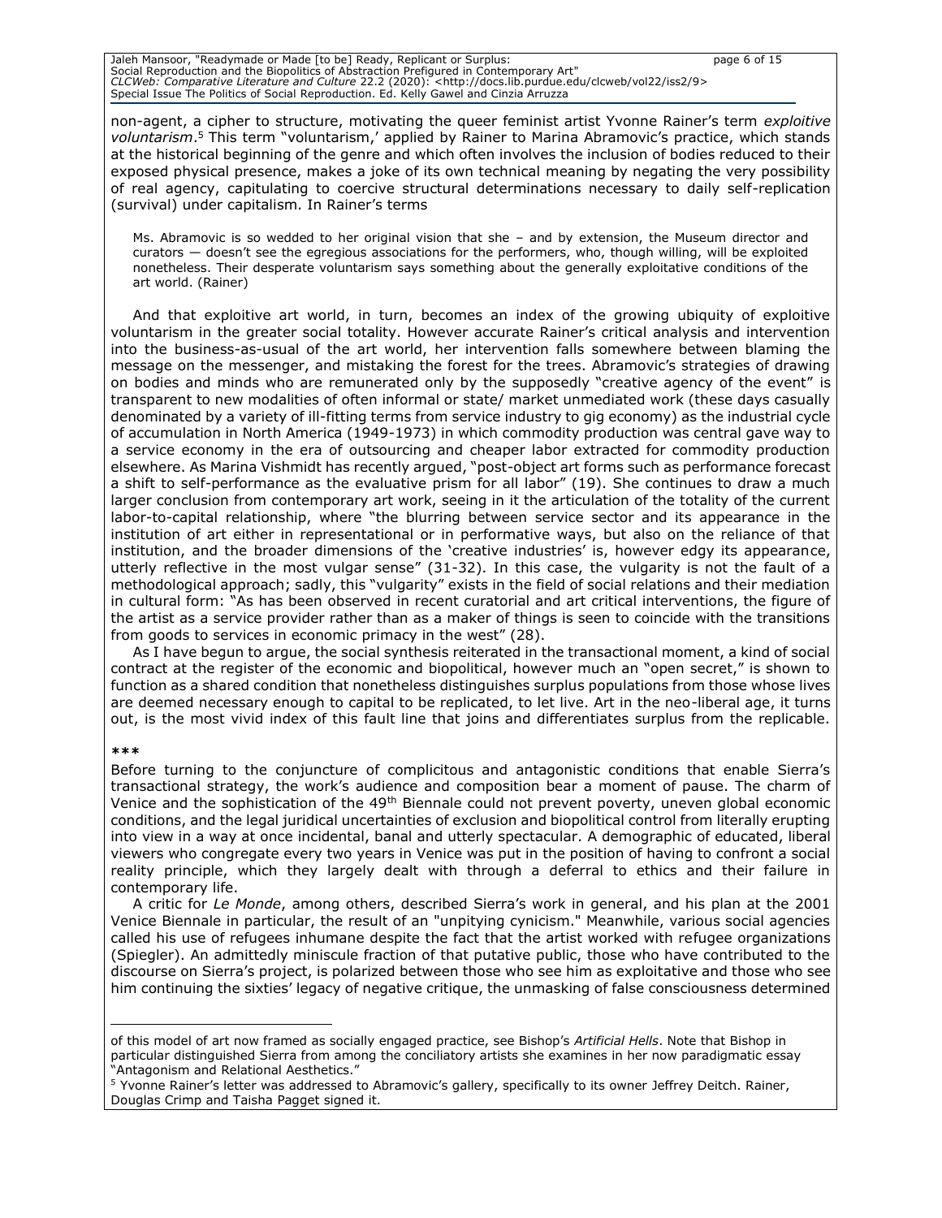non-agent, a cipher to structure, motivating the queer feminist artist Yvonne Rainer's term *exploitive voluntarism*.[5] This term "voluntarism,' applied by Rainer to Marina Abramovic's practice, which stands at the historical beginning of the genre and which often involves the inclusion of bodies reduced to their exposed physical presence, makes a joke of its own technical meaning by negating the very possibility of real agency, capitulating to coercive structural determinations necessary to daily self-replication (survival) under capitalism. In Rainer's terms

> Ms. Abramovic is so wedded to her original vision that she – and by extension, the Museum director and curators — doesn't see the egregious associations for the performers, who, though willing, will be exploited nonetheless. Their desperate voluntarism says something about the generally exploitative conditions of the art world. (Rainer)

And that exploitive art world, in turn, becomes an index of the growing ubiquity of exploitive voluntarism in the greater social totality. However accurate Rainer's critical analysis and intervention into the business-as-usual of the art world, her intervention falls somewhere between blaming the message on the messenger, and mistaking the forest for the trees. Abramovic's strategies of drawing on bodies and minds who are remunerated only by the supposedly "creative agency of the event" is transparent to new modalities of often informal or state/ market unmediated work (these days casually denominated by a variety of ill-fitting terms from service industry to gig economy) as the industrial cycle of accumulation in North America (1949-1973) in which commodity production was central gave way to a service economy in the era of outsourcing and cheaper labor extracted for commodity production elsewhere. As Marina Vishmidt has recently argued, "post-object art forms such as performance forecast a shift to self-performance as the evaluative prism for all labor" (19). She continues to draw a much larger conclusion from contemporary art work, seeing in it the articulation of the totality of the current labor-to-capital relationship, where "the blurring between service sector and its appearance in the institution of art either in representational or in performative ways, but also on the reliance of that institution, and the broader dimensions of the 'creative industries' is, however edgy its appearance, utterly reflective in the most vulgar sense" (31-32). In this case, the vulgarity is not the fault of a methodological approach; sadly, this "vulgarity" exists in the field of social relations and their mediation in cultural form: "As has been observed in recent curatorial and art critical interventions, the figure of the artist as a service provider rather than as a maker of things is seen to coincide with the transitions from goods to services in economic primacy in the west" (28).

As I have begun to argue, the social synthesis reiterated in the transactional moment, a kind of social contract at the register of the economic and biopolitical, however much an "open secret," is shown to function as a shared condition that nonetheless distinguishes surplus populations from those whose lives are deemed necessary enough to capital to be replicated, to let live. Art in the neo-liberal age, it turns out, is the most vivid index of this fault line that joins and differentiates surplus from the replicable.

**\*\*\***

Before turning to the conjuncture of complicitous and antagonistic conditions that enable Sierra's transactional strategy, the work's audience and composition bear a moment of pause. The charm of Venice and the sophistication of the 49th Biennale could not prevent poverty, uneven global economic conditions, and the legal juridical uncertainties of exclusion and biopolitical control from literally erupting into view in a way at once incidental, banal and utterly spectacular. A demographic of educated, liberal viewers who congregate every two years in Venice was put in the position of having to confront a social reality principle, which they largely dealt with through a deferral to ethics and their failure in contemporary life.

A critic for *Le Monde*, among others, described Sierra's work in general, and his plan at the 2001 Venice Biennale in particular, the result of an "unpitying cynicism." Meanwhile, various social agencies called his use of refugees inhumane despite the fact that the artist worked with refugee organizations (Spiegler). An admittedly miniscule fraction of that putative public, those who have contributed to the discourse on Sierra's project, is polarized between those who see him as exploitative and those who see him continuing the sixties' legacy of negative critique, the unmasking of false consciousness determined

---

of this model of art now framed as socially engaged practice, see Bishop's *Artificial Hells*. Note that Bishop in particular distinguished Sierra from among the conciliatory artists she examines in her now paradigmatic essay "Antagonism and Relational Aesthetics."

[5] Yvonne Rainer's letter was addressed to Abramovic's gallery, specifically to its owner Jeffrey Deitch. Rainer, Douglas Crimp and Taisha Pagget signed it.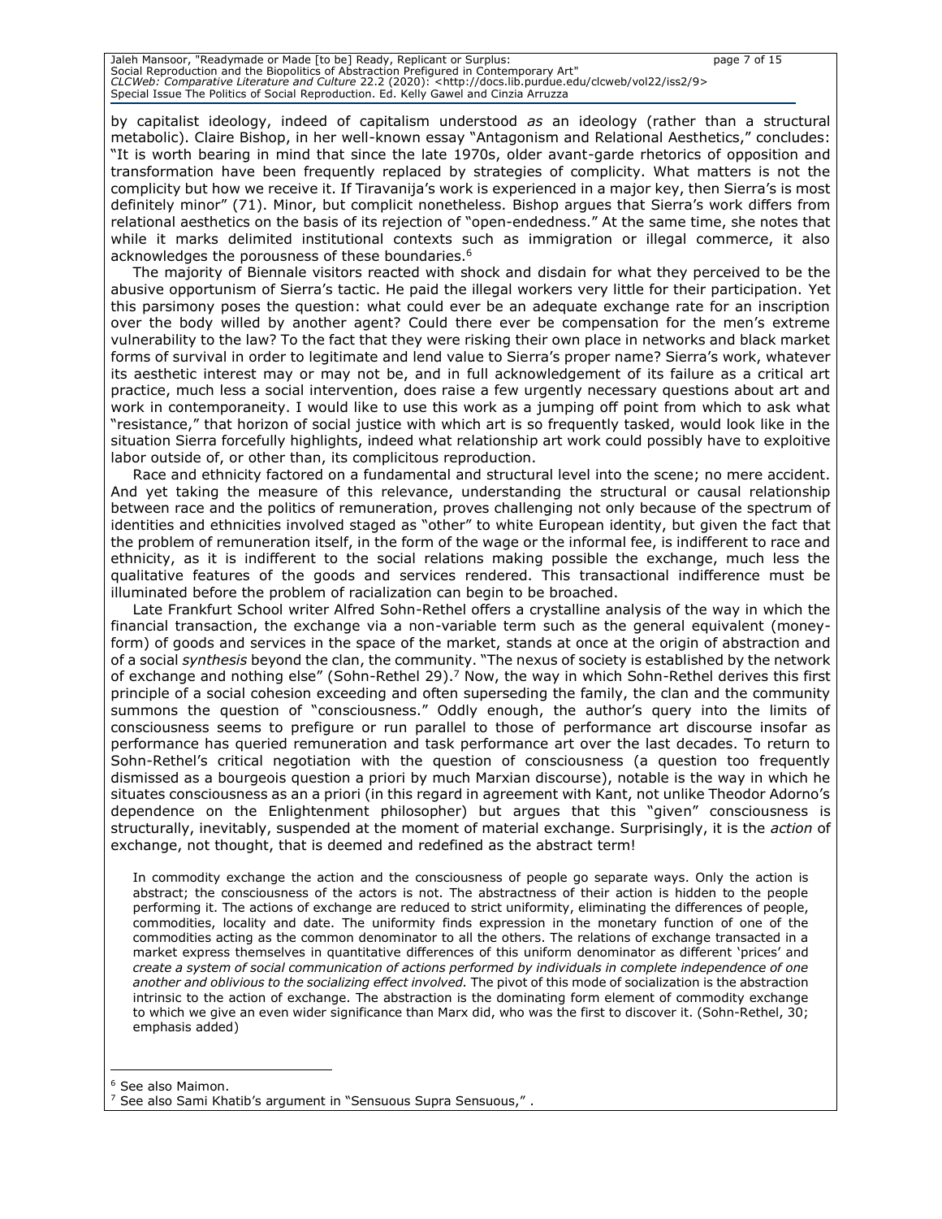by capitalist ideology, indeed of capitalism understood *as* an ideology (rather than a structural metabolic). Claire Bishop, in her well-known essay "Antagonism and Relational Aesthetics," concludes: "It is worth bearing in mind that since the late 1970s, older avant-garde rhetorics of opposition and transformation have been frequently replaced by strategies of complicity. What matters is not the complicity but how we receive it. If Tiravanija's work is experienced in a major key, then Sierra's is most definitely minor" (71). Minor, but complicit nonetheless. Bishop argues that Sierra's work differs from relational aesthetics on the basis of its rejection of "open-endedness." At the same time, she notes that while it marks delimited institutional contexts such as immigration or illegal commerce, it also acknowledges the porousness of these boundaries.[6]

The majority of Biennale visitors reacted with shock and disdain for what they perceived to be the abusive opportunism of Sierra's tactic. He paid the illegal workers very little for their participation. Yet this parsimony poses the question: what could ever be an adequate exchange rate for an inscription over the body willed by another agent? Could there ever be compensation for the men's extreme vulnerability to the law? To the fact that they were risking their own place in networks and black market forms of survival in order to legitimate and lend value to Sierra's proper name? Sierra's work, whatever its aesthetic interest may or may not be, and in full acknowledgement of its failure as a critical art practice, much less a social intervention, does raise a few urgently necessary questions about art and work in contemporaneity. I would like to use this work as a jumping off point from which to ask what "resistance," that horizon of social justice with which art is so frequently tasked, would look like in the situation Sierra forcefully highlights, indeed what relationship art work could possibly have to exploitive labor outside of, or other than, its complicitous reproduction.

Race and ethnicity factored on a fundamental and structural level into the scene; no mere accident. And yet taking the measure of this relevance, understanding the structural or causal relationship between race and the politics of remuneration, proves challenging not only because of the spectrum of identities and ethnicities involved staged as "other" to white European identity, but given the fact that the problem of remuneration itself, in the form of the wage or the informal fee, is indifferent to race and ethnicity, as it is indifferent to the social relations making possible the exchange, much less the qualitative features of the goods and services rendered. This transactional indifference must be illuminated before the problem of racialization can begin to be broached.

Late Frankfurt School writer Alfred Sohn-Rethel offers a crystalline analysis of the way in which the financial transaction, the exchange via a non-variable term such as the general equivalent (money-form) of goods and services in the space of the market, stands at once at the origin of abstraction and of a social *synthesis* beyond the clan, the community. "The nexus of society is established by the network of exchange and nothing else" (Sohn-Rethel 29).[7] Now, the way in which Sohn-Rethel derives this first principle of a social cohesion exceeding and often superseding the family, the clan and the community summons the question of "consciousness." Oddly enough, the author's query into the limits of consciousness seems to prefigure or run parallel to those of performance art discourse insofar as performance has queried remuneration and task performance art over the last decades. To return to Sohn-Rethel's critical negotiation with the question of consciousness (a question too frequently dismissed as a bourgeois question a priori by much Marxian discourse), notable is the way in which he situates consciousness as an a priori (in this regard in agreement with Kant, not unlike Theodor Adorno's dependence on the Enlightenment philosopher) but argues that this "given" consciousness is structurally, inevitably, suspended at the moment of material exchange. Surprisingly, it is the *action* of exchange, not thought, that is deemed and redefined as the abstract term!

> In commodity exchange the action and the consciousness of people go separate ways. Only the action is abstract; the consciousness of the actors is not. The abstractness of their action is hidden to the people performing it. The actions of exchange are reduced to strict uniformity, eliminating the differences of people, commodities, locality and date. The uniformity finds expression in the monetary function of one of the commodities acting as the common denominator to all the others. The relations of exchange transacted in a market express themselves in quantitative differences of this uniform denominator as different 'prices' and *create a system of social communication of actions performed by individuals in complete independence of one another and oblivious to the socializing effect involved.* The pivot of this mode of socialization is the abstraction intrinsic to the action of exchange. The abstraction is the dominating form element of commodity exchange to which we give an even wider significance than Marx did, who was the first to discover it. (Sohn-Rethel, 30; emphasis added)

---

[6] See also Maimon.

[7] See also Sami Khatib's argument in "Sensuous Supra Sensuous," .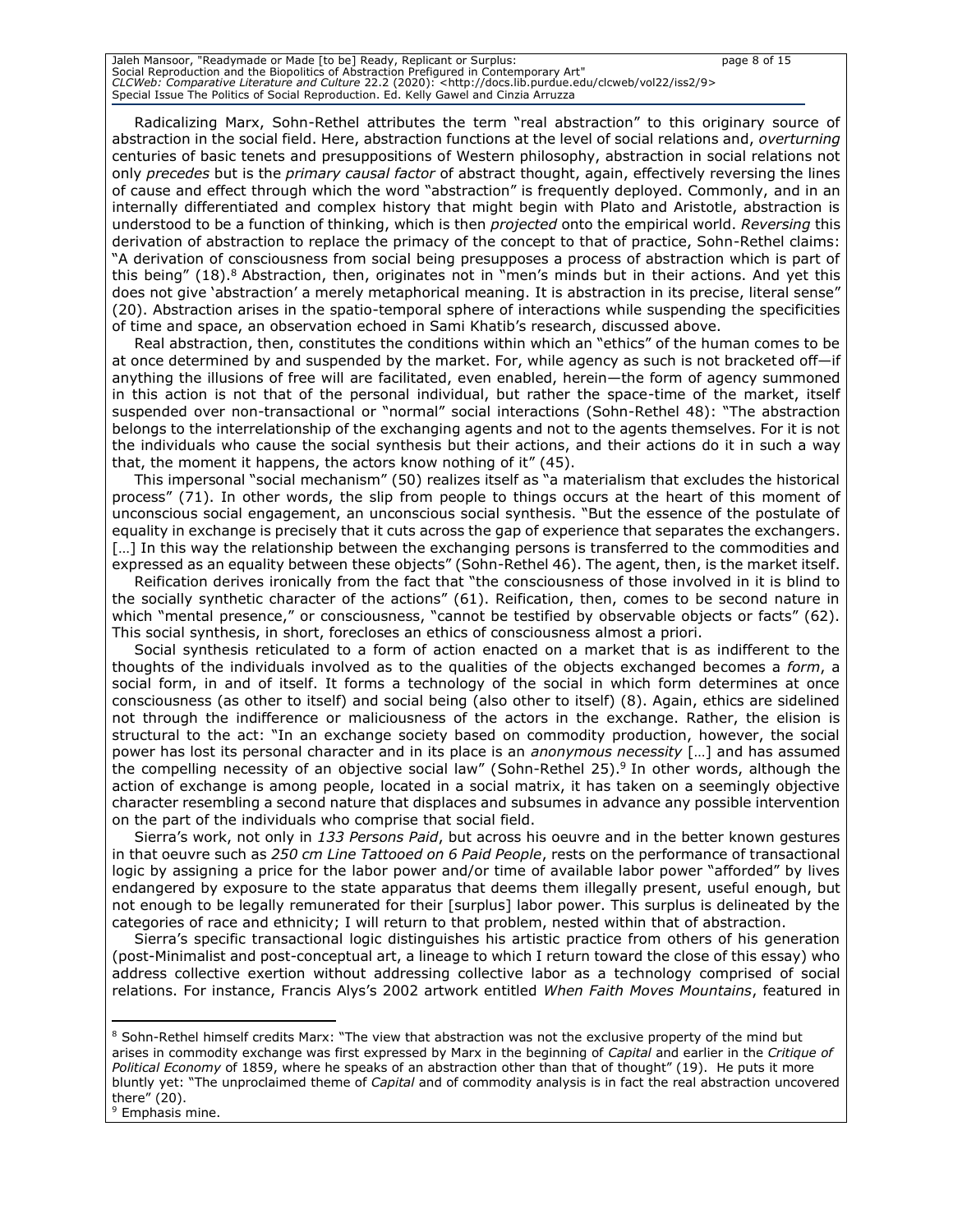Radicalizing Marx, Sohn-Rethel attributes the term "real abstraction" to this originary source of abstraction in the social field. Here, abstraction functions at the level of social relations and, *overturning* centuries of basic tenets and presuppositions of Western philosophy, abstraction in social relations not only *precedes* but is the *primary causal factor* of abstract thought, again, effectively reversing the lines of cause and effect through which the word "abstraction" is frequently deployed. Commonly, and in an internally differentiated and complex history that might begin with Plato and Aristotle, abstraction is understood to be a function of thinking, which is then *projected* onto the empirical world. *Reversing* this derivation of abstraction to replace the primacy of the concept to that of practice, Sohn-Rethel claims: "A derivation of consciousness from social being presupposes a process of abstraction which is part of this being" (18).[8] Abstraction, then, originates not in "men's minds but in their actions. And yet this does not give 'abstraction' a merely metaphorical meaning. It is abstraction in its precise, literal sense" (20). Abstraction arises in the spatio-temporal sphere of interactions while suspending the specificities of time and space, an observation echoed in Sami Khatib's research, discussed above.

Real abstraction, then, constitutes the conditions within which an "ethics" of the human comes to be at once determined by and suspended by the market. For, while agency as such is not bracketed off—if anything the illusions of free will are facilitated, even enabled, herein—the form of agency summoned in this action is not that of the personal individual, but rather the space-time of the market, itself suspended over non-transactional or "normal" social interactions (Sohn-Rethel 48): "The abstraction belongs to the interrelationship of the exchanging agents and not to the agents themselves. For it is not the individuals who cause the social synthesis but their actions, and their actions do it in such a way that, the moment it happens, the actors know nothing of it" (45).

This impersonal "social mechanism" (50) realizes itself as "a materialism that excludes the historical process" (71). In other words, the slip from people to things occurs at the heart of this moment of unconscious social engagement, an unconscious social synthesis. "But the essence of the postulate of equality in exchange is precisely that it cuts across the gap of experience that separates the exchangers. […] In this way the relationship between the exchanging persons is transferred to the commodities and expressed as an equality between these objects" (Sohn-Rethel 46). The agent, then, is the market itself.

Reification derives ironically from the fact that "the consciousness of those involved in it is blind to the socially synthetic character of the actions" (61). Reification, then, comes to be second nature in which "mental presence," or consciousness, "cannot be testified by observable objects or facts" (62). This social synthesis, in short, forecloses an ethics of consciousness almost a priori.

Social synthesis reticulated to a form of action enacted on a market that is as indifferent to the thoughts of the individuals involved as to the qualities of the objects exchanged becomes a *form*, a social form, in and of itself. It forms a technology of the social in which form determines at once consciousness (as other to itself) and social being (also other to itself) (8). Again, ethics are sidelined not through the indifference or maliciousness of the actors in the exchange. Rather, the elision is structural to the act: "In an exchange society based on commodity production, however, the social power has lost its personal character and in its place is an *anonymous necessity* […] and has assumed the compelling necessity of an objective social law" (Sohn-Rethel 25).[9] In other words, although the action of exchange is among people, located in a social matrix, it has taken on a seemingly objective character resembling a second nature that displaces and subsumes in advance any possible intervention on the part of the individuals who comprise that social field.

Sierra's work, not only in *133 Persons Paid*, but across his oeuvre and in the better known gestures in that oeuvre such as *250 cm Line Tattooed on 6 Paid People*, rests on the performance of transactional logic by assigning a price for the labor power and/or time of available labor power "afforded" by lives endangered by exposure to the state apparatus that deems them illegally present, useful enough, but not enough to be legally remunerated for their [surplus] labor power. This surplus is delineated by the categories of race and ethnicity; I will return to that problem, nested within that of abstraction.

Sierra's specific transactional logic distinguishes his artistic practice from others of his generation (post-Minimalist and post-conceptual art, a lineage to which I return toward the close of this essay) who address collective exertion without addressing collective labor as a technology comprised of social relations. For instance, Francis Alys's 2002 artwork entitled *When Faith Moves Mountains*, featured in

---

[8] Sohn-Rethel himself credits Marx: "The view that abstraction was not the exclusive property of the mind but arises in commodity exchange was first expressed by Marx in the beginning of *Capital* and earlier in the *Critique of Political Economy* of 1859, where he speaks of an abstraction other than that of thought" (19). He puts it more bluntly yet: "The unproclaimed theme of *Capital* and of commodity analysis is in fact the real abstraction uncovered there" (20).

[9] Emphasis mine.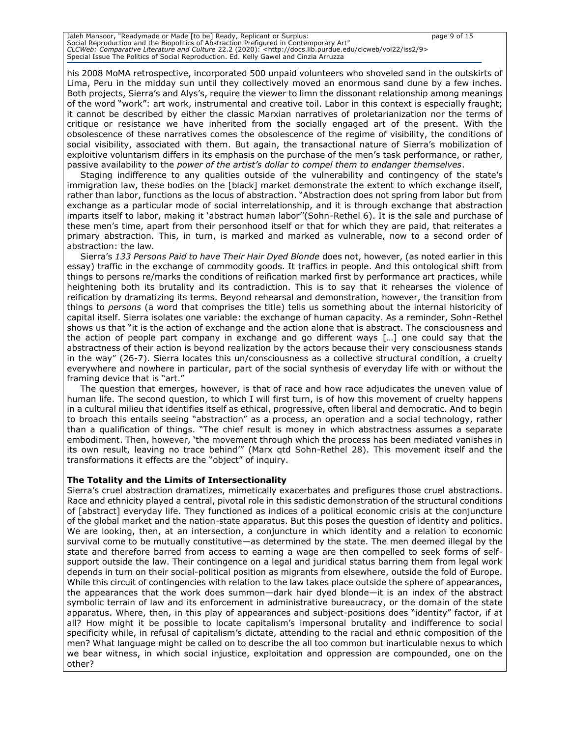his 2008 MoMA retrospective, incorporated 500 unpaid volunteers who shoveled sand in the outskirts of Lima, Peru in the midday sun until they collectively moved an enormous sand dune by a few inches. Both projects, Sierra's and Alys's, require the viewer to limn the dissonant relationship among meanings of the word "work": art work, instrumental and creative toil. Labor in this context is especially fraught; it cannot be described by either the classic Marxian narratives of proletarianization nor the terms of critique or resistance we have inherited from the socially engaged art of the present. With the obsolescence of these narratives comes the obsolescence of the regime of visibility, the conditions of social visibility, associated with them. But again, the transactional nature of Sierra's mobilization of exploitive voluntarism differs in its emphasis on the purchase of the men's task performance, or rather, passive availability to the *power of the artist's dollar to compel them to endanger themselves*.

Staging indifference to any qualities outside of the vulnerability and contingency of the state's immigration law, these bodies on the [black] market demonstrate the extent to which exchange itself, rather than labor, functions as the locus of abstraction. "Abstraction does not spring from labor but from exchange as a particular mode of social interrelationship, and it is through exchange that abstraction imparts itself to labor, making it 'abstract human labor''(Sohn-Rethel 6). It is the sale and purchase of these men's time, apart from their personhood itself or that for which they are paid, that reiterates a primary abstraction. This, in turn, is marked and marked as vulnerable, now to a second order of abstraction: the law.

Sierra's *133 Persons Paid to have Their Hair Dyed Blonde* does not, however, (as noted earlier in this essay) traffic in the exchange of commodity goods. It traffics in people. And this ontological shift from things to persons re/marks the conditions of reification marked first by performance art practices, while heightening both its brutality and its contradiction. This is to say that it rehearses the violence of reification by dramatizing its terms. Beyond rehearsal and demonstration, however, the transition from things to *persons* (a word that comprises the title) tells us something about the internal historicity of capital itself. Sierra isolates one variable: the exchange of human capacity. As a reminder, Sohn-Rethel shows us that "it is the action of exchange and the action alone that is abstract. The consciousness and the action of people part company in exchange and go different ways […] one could say that the abstractness of their action is beyond realization by the actors because their very consciousness stands in the way" (26-7). Sierra locates this un/consciousness as a collective structural condition, a cruelty everywhere and nowhere in particular, part of the social synthesis of everyday life with or without the framing device that is "art."

The question that emerges, however, is that of race and how race adjudicates the uneven value of human life. The second question, to which I will first turn, is of how this movement of cruelty happens in a cultural milieu that identifies itself as ethical, progressive, often liberal and democratic. And to begin to broach this entails seeing "abstraction" as a process, an operation and a social technology, rather than a qualification of things. "The chief result is money in which abstractness assumes a separate embodiment. Then, however, 'the movement through which the process has been mediated vanishes in its own result, leaving no trace behind'" (Marx qtd Sohn-Rethel 28). This movement itself and the transformations it effects are the "object" of inquiry.

**The Totality and the Limits of Intersectionality**

Sierra's cruel abstraction dramatizes, mimetically exacerbates and prefigures those cruel abstractions. Race and ethnicity played a central, pivotal role in this sadistic demonstration of the structural conditions of [abstract] everyday life. They functioned as indices of a political economic crisis at the conjuncture of the global market and the nation-state apparatus. But this poses the question of identity and politics. We are looking, then, at an intersection, a conjuncture in which identity and a relation to economic survival come to be mutually constitutive—as determined by the state. The men deemed illegal by the state and therefore barred from access to earning a wage are then compelled to seek forms of self-support outside the law. Their contingence on a legal and juridical status barring them from legal work depends in turn on their social-political position as migrants from elsewhere, outside the fold of Europe. While this circuit of contingencies with relation to the law takes place outside the sphere of appearances, the appearances that the work does summon—dark hair dyed blonde—it is an index of the abstract symbolic terrain of law and its enforcement in administrative bureaucracy, or the domain of the state apparatus. Where, then, in this play of appearances and subject-positions does "identity" factor, if at all? How might it be possible to locate capitalism's impersonal brutality and indifference to social specificity while, in refusal of capitalism's dictate, attending to the racial and ethnic composition of the men? What language might be called on to describe the all too common but inarticulable nexus to which we bear witness, in which social injustice, exploitation and oppression are compounded, one on the other?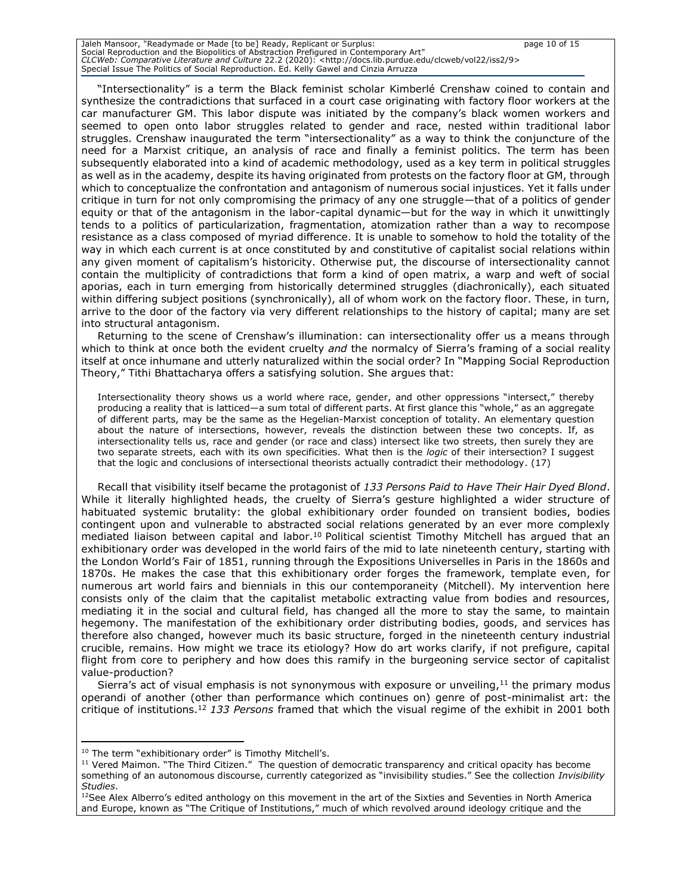"Intersectionality" is a term the Black feminist scholar Kimberlé Crenshaw coined to contain and synthesize the contradictions that surfaced in a court case originating with factory floor workers at the car manufacturer GM. This labor dispute was initiated by the company's black women workers and seemed to open onto labor struggles related to gender and race, nested within traditional labor struggles. Crenshaw inaugurated the term "intersectionality" as a way to think the conjuncture of the need for a Marxist critique, an analysis of race and finally a feminist politics. The term has been subsequently elaborated into a kind of academic methodology, used as a key term in political struggles as well as in the academy, despite its having originated from protests on the factory floor at GM, through which to conceptualize the confrontation and antagonism of numerous social injustices. Yet it falls under critique in turn for not only compromising the primacy of any one struggle—that of a politics of gender equity or that of the antagonism in the labor-capital dynamic—but for the way in which it unwittingly tends to a politics of particularization, fragmentation, atomization rather than a way to recompose resistance as a class composed of myriad difference. It is unable to somehow to hold the totality of the way in which each current is at once constituted by and constitutive of capitalist social relations within any given moment of capitalism's historicity. Otherwise put, the discourse of intersectionality cannot contain the multiplicity of contradictions that form a kind of open matrix, a warp and weft of social aporias, each in turn emerging from historically determined struggles (diachronically), each situated within differing subject positions (synchronically), all of whom work on the factory floor. These, in turn, arrive to the door of the factory via very different relationships to the history of capital; many are set into structural antagonism.

Returning to the scene of Crenshaw's illumination: can intersectionality offer us a means through which to think at once both the evident cruelty *and* the normalcy of Sierra's framing of a social reality itself at once inhumane and utterly naturalized within the social order? In "Mapping Social Reproduction Theory," Tithi Bhattacharya offers a satisfying solution. She argues that:

> Intersectionality theory shows us a world where race, gender, and other oppressions "intersect," thereby producing a reality that is latticed—a sum total of different parts. At first glance this "whole," as an aggregate of different parts, may be the same as the Hegelian-Marxist conception of totality. An elementary question about the nature of intersections, however, reveals the distinction between these two concepts. If, as intersectionality tells us, race and gender (or race and class) intersect like two streets, then surely they are two separate streets, each with its own specificities. What then is the *logic* of their intersection? I suggest that the logic and conclusions of intersectional theorists actually contradict their methodology. (17)

Recall that visibility itself became the protagonist of *133 Persons Paid to Have Their Hair Dyed Blond*. While it literally highlighted heads, the cruelty of Sierra's gesture highlighted a wider structure of habituated systemic brutality: the global exhibitionary order founded on transient bodies, bodies contingent upon and vulnerable to abstracted social relations generated by an ever more complexly mediated liaison between capital and labor.[10] Political scientist Timothy Mitchell has argued that an exhibitionary order was developed in the world fairs of the mid to late nineteenth century, starting with the London World's Fair of 1851, running through the Expositions Universelles in Paris in the 1860s and 1870s. He makes the case that this exhibitionary order forges the framework, template even, for numerous art world fairs and biennials in this our contemporaneity (Mitchell). My intervention here consists only of the claim that the capitalist metabolic extracting value from bodies and resources, mediating it in the social and cultural field, has changed all the more to stay the same, to maintain hegemony. The manifestation of the exhibitionary order distributing bodies, goods, and services has therefore also changed, however much its basic structure, forged in the nineteenth century industrial crucible, remains. How might we trace its etiology? How do art works clarify, if not prefigure, capital flight from core to periphery and how does this ramify in the burgeoning service sector of capitalist value-production?

Sierra's act of visual emphasis is not synonymous with exposure or unveiling,[11] the primary modus operandi of another (other than performance which continues on) genre of post-minimalist art: the critique of institutions.[12] *133 Persons* framed that which the visual regime of the exhibit in 2001 both

---

[10] The term "exhibitionary order" is Timothy Mitchell's.

[11] Vered Maimon. "The Third Citizen." The question of democratic transparency and critical opacity has become something of an autonomous discourse, currently categorized as "invisibility studies." See the collection *Invisibility Studies*.

[12] See Alex Alberro's edited anthology on this movement in the art of the Sixties and Seventies in North America and Europe, known as "The Critique of Institutions," much of which revolved around ideology critique and the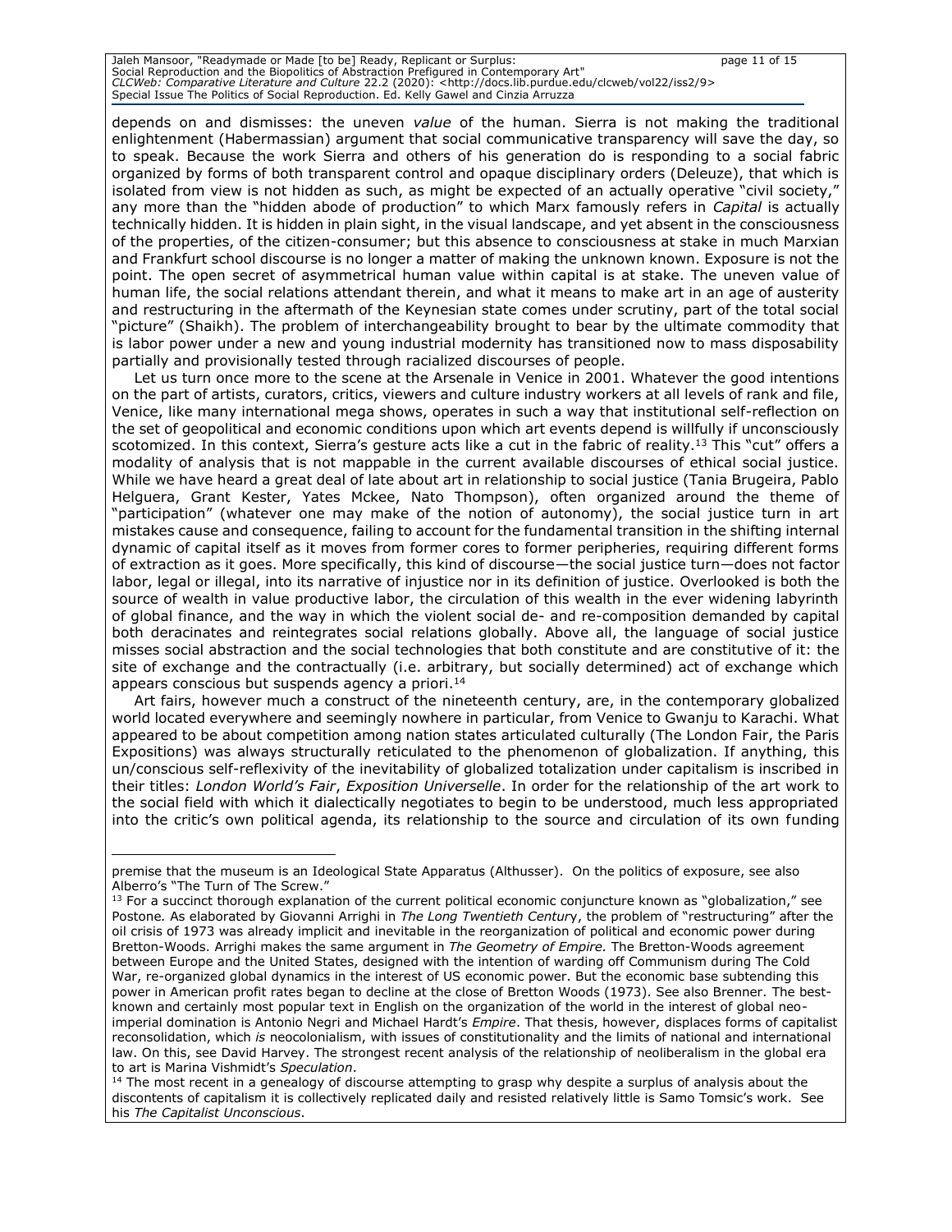depends on and dismisses: the uneven *value* of the human. Sierra is not making the traditional enlightenment (Habermassian) argument that social communicative transparency will save the day, so to speak. Because the work Sierra and others of his generation do is responding to a social fabric organized by forms of both transparent control and opaque disciplinary orders (Deleuze), that which is isolated from view is not hidden as such, as might be expected of an actually operative "civil society," any more than the "hidden abode of production" to which Marx famously refers in *Capital* is actually technically hidden. It is hidden in plain sight, in the visual landscape, and yet absent in the consciousness of the properties, of the citizen-consumer; but this absence to consciousness at stake in much Marxian and Frankfurt school discourse is no longer a matter of making the unknown known. Exposure is not the point. The open secret of asymmetrical human value within capital is at stake. The uneven value of human life, the social relations attendant therein, and what it means to make art in an age of austerity and restructuring in the aftermath of the Keynesian state comes under scrutiny, part of the total social "picture" (Shaikh). The problem of interchangeability brought to bear by the ultimate commodity that is labor power under a new and young industrial modernity has transitioned now to mass disposability partially and provisionally tested through racialized discourses of people.

Let us turn once more to the scene at the Arsenale in Venice in 2001. Whatever the good intentions on the part of artists, curators, critics, viewers and culture industry workers at all levels of rank and file, Venice, like many international mega shows, operates in such a way that institutional self-reflection on the set of geopolitical and economic conditions upon which art events depend is willfully if unconsciously scotomized. In this context, Sierra's gesture acts like a cut in the fabric of reality.[13] This "cut" offers a modality of analysis that is not mappable in the current available discourses of ethical social justice. While we have heard a great deal of late about art in relationship to social justice (Tania Brugeira, Pablo Helguera, Grant Kester, Yates Mckee, Nato Thompson), often organized around the theme of "participation" (whatever one may make of the notion of autonomy), the social justice turn in art mistakes cause and consequence, failing to account for the fundamental transition in the shifting internal dynamic of capital itself as it moves from former cores to former peripheries, requiring different forms of extraction as it goes. More specifically, this kind of discourse—the social justice turn—does not factor labor, legal or illegal, into its narrative of injustice nor in its definition of justice. Overlooked is both the source of wealth in value productive labor, the circulation of this wealth in the ever widening labyrinth of global finance, and the way in which the violent social de- and re-composition demanded by capital both deracinates and reintegrates social relations globally. Above all, the language of social justice misses social abstraction and the social technologies that both constitute and are constitutive of it: the site of exchange and the contractually (i.e. arbitrary, but socially determined) act of exchange which appears conscious but suspends agency a priori.[14]

Art fairs, however much a construct of the nineteenth century, are, in the contemporary globalized world located everywhere and seemingly nowhere in particular, from Venice to Gwanju to Karachi. What appeared to be about competition among nation states articulated culturally (The London Fair, the Paris Expositions) was always structurally reticulated to the phenomenon of globalization. If anything, this un/conscious self-reflexivity of the inevitability of globalized totalization under capitalism is inscribed in their titles: *London World's Fair*, *Exposition Universelle*. In order for the relationship of the art work to the social field with which it dialectically negotiates to begin to be understood, much less appropriated into the critic's own political agenda, its relationship to the source and circulation of its own funding

---

premise that the museum is an Ideological State Apparatus (Althusser). On the politics of exposure, see also Alberro's "The Turn of The Screw."

[13] For a succinct thorough explanation of the current political economic conjuncture known as "globalization," see Postone. As elaborated by Giovanni Arrighi in *The Long Twentieth Century*, the problem of "restructuring" after the oil crisis of 1973 was already implicit and inevitable in the reorganization of political and economic power during Bretton-Woods. Arrighi makes the same argument in *The Geometry of Empire.* The Bretton-Woods agreement between Europe and the United States, designed with the intention of warding off Communism during The Cold War, re-organized global dynamics in the interest of US economic power. But the economic base subtending this power in American profit rates began to decline at the close of Bretton Woods (1973). See also Brenner. The best-known and certainly most popular text in English on the organization of the world in the interest of global neo-imperial domination is Antonio Negri and Michael Hardt's *Empire*. That thesis, however, displaces forms of capitalist reconsolidation, which *is* neocolonialism, with issues of constitutionality and the limits of national and international law. On this, see David Harvey. The strongest recent analysis of the relationship of neoliberalism in the global era to art is Marina Vishmidt's *Speculation*.

[14] The most recent in a genealogy of discourse attempting to grasp why despite a surplus of analysis about the discontents of capitalism it is collectively replicated daily and resisted relatively little is Samo Tomsic's work. See his *The Capitalist Unconscious*.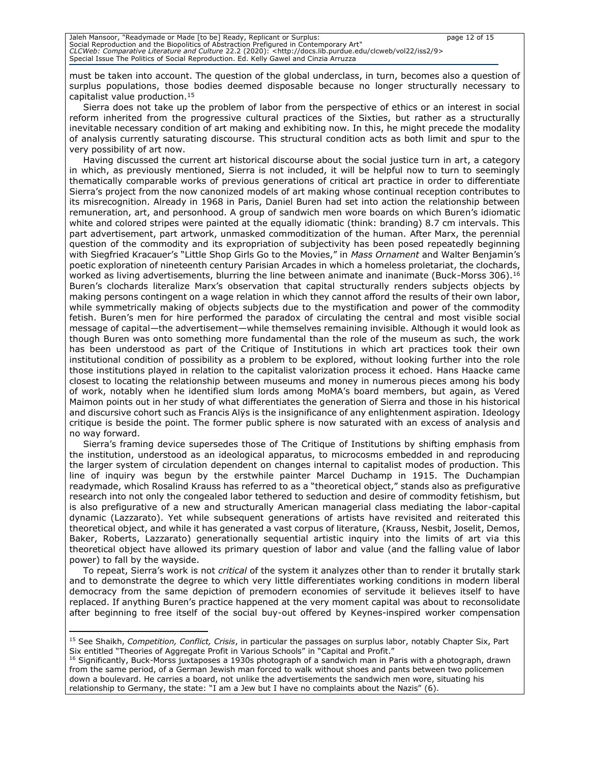must be taken into account. The question of the global underclass, in turn, becomes also a question of surplus populations, those bodies deemed disposable because no longer structurally necessary to capitalist value production.[15]

Sierra does not take up the problem of labor from the perspective of ethics or an interest in social reform inherited from the progressive cultural practices of the Sixties, but rather as a structurally inevitable necessary condition of art making and exhibiting now. In this, he might precede the modality of analysis currently saturating discourse. This structural condition acts as both limit and spur to the very possibility of art now.

Having discussed the current art historical discourse about the social justice turn in art, a category in which, as previously mentioned, Sierra is not included, it will be helpful now to turn to seemingly thematically comparable works of previous generations of critical art practice in order to differentiate Sierra's project from the now canonized models of art making whose continual reception contributes to its misrecognition. Already in 1968 in Paris, Daniel Buren had set into action the relationship between remuneration, art, and personhood. A group of sandwich men wore boards on which Buren's idiomatic white and colored stripes were painted at the equally idiomatic (think: branding) 8.7 cm intervals. This part advertisement, part artwork, unmasked commoditization of the human. After Marx, the perennial question of the commodity and its expropriation of subjectivity has been posed repeatedly beginning with Siegfried Kracauer's "Little Shop Girls Go to the Movies," in *Mass Ornament* and Walter Benjamin's poetic exploration of nineteenth century Parisian Arcades in which a homeless proletariat, the clochards, worked as living advertisements, blurring the line between animate and inanimate (Buck-Morss 306).[16] Buren's clochards literalize Marx's observation that capital structurally renders subjects objects by making persons contingent on a wage relation in which they cannot afford the results of their own labor, while symmetrically making of objects subjects due to the mystification and power of the commodity fetish. Buren's men for hire performed the paradox of circulating the central and most visible social message of capital—the advertisement—while themselves remaining invisible. Although it would look as though Buren was onto something more fundamental than the role of the museum as such, the work has been understood as part of the Critique of Institutions in which art practices took their own institutional condition of possibility as a problem to be explored, without looking further into the role those institutions played in relation to the capitalist valorization process it echoed. Hans Haacke came closest to locating the relationship between museums and money in numerous pieces among his body of work, notably when he identified slum lords among MoMA's board members, but again, as Vered Maimon points out in her study of what differentiates the generation of Sierra and those in his historical and discursive cohort such as Francis Alÿs is the insignificance of any enlightenment aspiration. Ideology critique is beside the point. The former public sphere is now saturated with an excess of analysis and no way forward.

Sierra's framing device supersedes those of The Critique of Institutions by shifting emphasis from the institution, understood as an ideological apparatus, to microcosms embedded in and reproducing the larger system of circulation dependent on changes internal to capitalist modes of production. This line of inquiry was begun by the erstwhile painter Marcel Duchamp in 1915. The Duchampian readymade, which Rosalind Krauss has referred to as a "theoretical object," stands also as prefigurative research into not only the congealed labor tethered to seduction and desire of commodity fetishism, but is also prefigurative of a new and structurally American managerial class mediating the labor-capital dynamic (Lazzarato). Yet while subsequent generations of artists have revisited and reiterated this theoretical object, and while it has generated a vast corpus of literature, (Krauss, Nesbit, Joselit, Demos, Baker, Roberts, Lazzarato) generationally sequential artistic inquiry into the limits of art via this theoretical object have allowed its primary question of labor and value (and the falling value of labor power) to fall by the wayside.

To repeat, Sierra's work is not *critical* of the system it analyzes other than to render it brutally stark and to demonstrate the degree to which very little differentiates working conditions in modern liberal democracy from the same depiction of premodern economies of servitude it believes itself to have replaced. If anything Buren's practice happened at the very moment capital was about to reconsolidate after beginning to free itself of the social buy-out offered by Keynes-inspired worker compensation

[15] See Shaikh, *Competition, Conflict, Crisis*, in particular the passages on surplus labor, notably Chapter Six, Part Six entitled "Theories of Aggregate Profit in Various Schools" in "Capital and Profit."

[16] Significantly, Buck-Morss juxtaposes a 1930s photograph of a sandwich man in Paris with a photograph, drawn from the same period, of a German Jewish man forced to walk without shoes and pants between two policemen down a boulevard. He carries a board, not unlike the advertisements the sandwich men wore, situating his relationship to Germany, the state: "I am a Jew but I have no complaints about the Nazis" (6).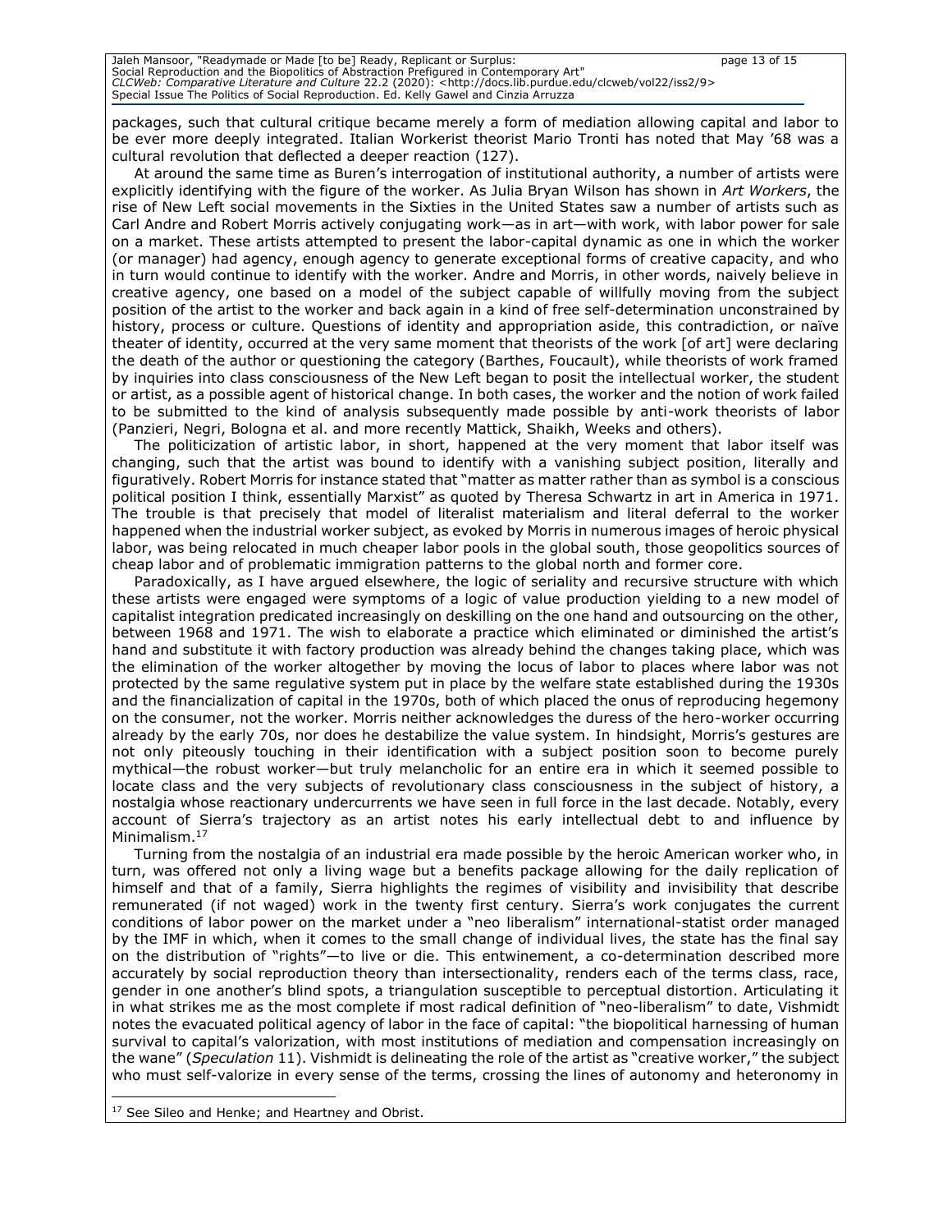packages, such that cultural critique became merely a form of mediation allowing capital and labor to be ever more deeply integrated. Italian Workerist theorist Mario Tronti has noted that May '68 was a cultural revolution that deflected a deeper reaction (127).

At around the same time as Buren's interrogation of institutional authority, a number of artists were explicitly identifying with the figure of the worker. As Julia Bryan Wilson has shown in *Art Workers*, the rise of New Left social movements in the Sixties in the United States saw a number of artists such as Carl Andre and Robert Morris actively conjugating work—as in art—with work, with labor power for sale on a market. These artists attempted to present the labor-capital dynamic as one in which the worker (or manager) had agency, enough agency to generate exceptional forms of creative capacity, and who in turn would continue to identify with the worker. Andre and Morris, in other words, naively believe in creative agency, one based on a model of the subject capable of willfully moving from the subject position of the artist to the worker and back again in a kind of free self-determination unconstrained by history, process or culture. Questions of identity and appropriation aside, this contradiction, or naïve theater of identity, occurred at the very same moment that theorists of the work [of art] were declaring the death of the author or questioning the category (Barthes, Foucault), while theorists of work framed by inquiries into class consciousness of the New Left began to posit the intellectual worker, the student or artist, as a possible agent of historical change. In both cases, the worker and the notion of work failed to be submitted to the kind of analysis subsequently made possible by anti-work theorists of labor (Panzieri, Negri, Bologna et al. and more recently Mattick, Shaikh, Weeks and others).

The politicization of artistic labor, in short, happened at the very moment that labor itself was changing, such that the artist was bound to identify with a vanishing subject position, literally and figuratively. Robert Morris for instance stated that "matter as matter rather than as symbol is a conscious political position I think, essentially Marxist" as quoted by Theresa Schwartz in art in America in 1971. The trouble is that precisely that model of literalist materialism and literal deferral to the worker happened when the industrial worker subject, as evoked by Morris in numerous images of heroic physical labor, was being relocated in much cheaper labor pools in the global south, those geopolitics sources of cheap labor and of problematic immigration patterns to the global north and former core.

Paradoxically, as I have argued elsewhere, the logic of seriality and recursive structure with which these artists were engaged were symptoms of a logic of value production yielding to a new model of capitalist integration predicated increasingly on deskilling on the one hand and outsourcing on the other, between 1968 and 1971. The wish to elaborate a practice which eliminated or diminished the artist's hand and substitute it with factory production was already behind the changes taking place, which was the elimination of the worker altogether by moving the locus of labor to places where labor was not protected by the same regulative system put in place by the welfare state established during the 1930s and the financialization of capital in the 1970s, both of which placed the onus of reproducing hegemony on the consumer, not the worker. Morris neither acknowledges the duress of the hero-worker occurring already by the early 70s, nor does he destabilize the value system. In hindsight, Morris's gestures are not only piteously touching in their identification with a subject position soon to become purely mythical—the robust worker—but truly melancholic for an entire era in which it seemed possible to locate class and the very subjects of revolutionary class consciousness in the subject of history, a nostalgia whose reactionary undercurrents we have seen in full force in the last decade. Notably, every account of Sierra's trajectory as an artist notes his early intellectual debt to and influence by Minimalism.[17]

Turning from the nostalgia of an industrial era made possible by the heroic American worker who, in turn, was offered not only a living wage but a benefits package allowing for the daily replication of himself and that of a family, Sierra highlights the regimes of visibility and invisibility that describe remunerated (if not waged) work in the twenty first century. Sierra's work conjugates the current conditions of labor power on the market under a "neo liberalism" international-statist order managed by the IMF in which, when it comes to the small change of individual lives, the state has the final say on the distribution of "rights"—to live or die. This entwinement, a co-determination described more accurately by social reproduction theory than intersectionality, renders each of the terms class, race, gender in one another's blind spots, a triangulation susceptible to perceptual distortion. Articulating it in what strikes me as the most complete if most radical definition of "neo-liberalism" to date, Vishmidt notes the evacuated political agency of labor in the face of capital: "the biopolitical harnessing of human survival to capital's valorization, with most institutions of mediation and compensation increasingly on the wane" (*Speculation* 11). Vishmidt is delineating the role of the artist as "creative worker," the subject who must self-valorize in every sense of the terms, crossing the lines of autonomy and heteronomy in

[17] See Sileo and Henke; and Heartney and Obrist.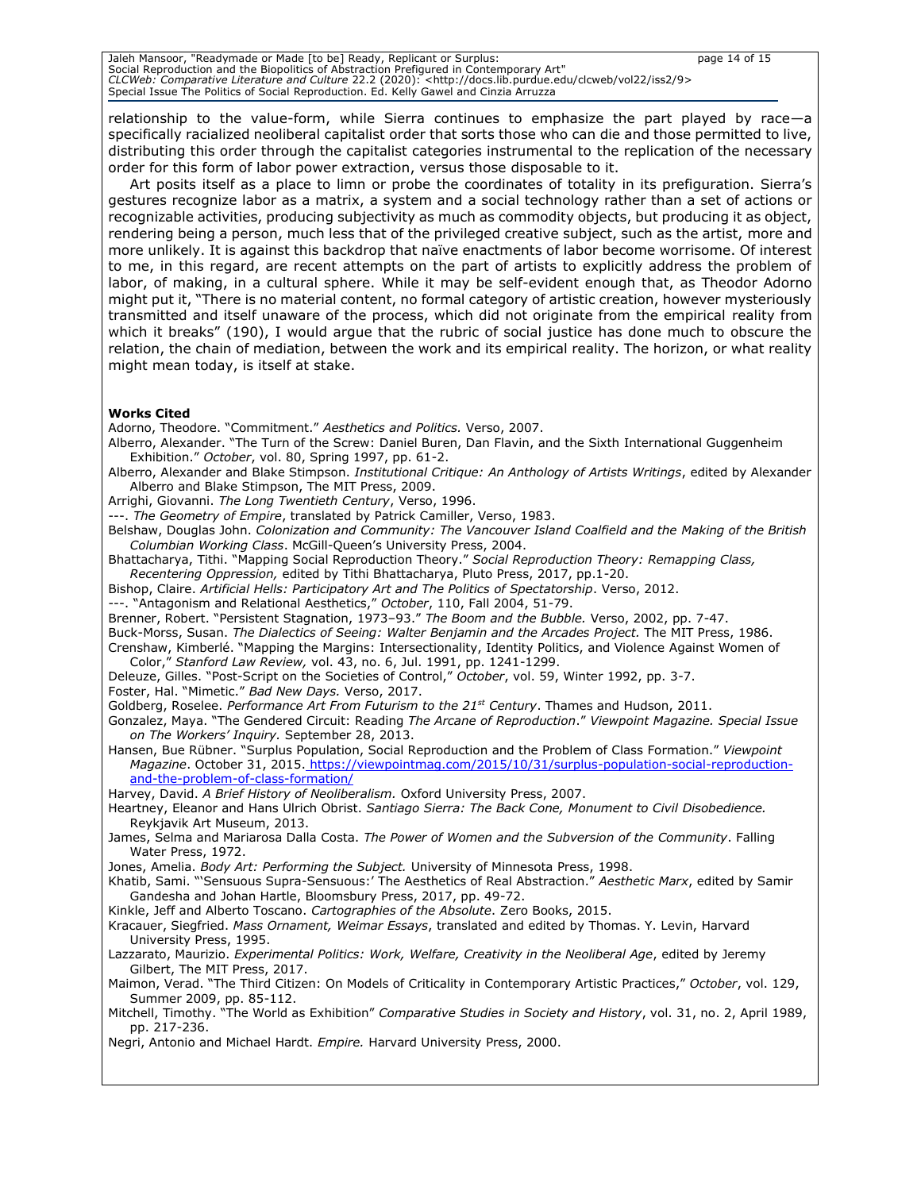relationship to the value-form, while Sierra continues to emphasize the part played by race—a specifically racialized neoliberal capitalist order that sorts those who can die and those permitted to live, distributing this order through the capitalist categories instrumental to the replication of the necessary order for this form of labor power extraction, versus those disposable to it.

Art posits itself as a place to limn or probe the coordinates of totality in its prefiguration. Sierra's gestures recognize labor as a matrix, a system and a social technology rather than a set of actions or recognizable activities, producing subjectivity as much as commodity objects, but producing it as object, rendering being a person, much less that of the privileged creative subject, such as the artist, more and more unlikely. It is against this backdrop that naïve enactments of labor become worrisome. Of interest to me, in this regard, are recent attempts on the part of artists to explicitly address the problem of labor, of making, in a cultural sphere. While it may be self-evident enough that, as Theodor Adorno might put it, "There is no material content, no formal category of artistic creation, however mysteriously transmitted and itself unaware of the process, which did not originate from the empirical reality from which it breaks" (190), I would argue that the rubric of social justice has done much to obscure the relation, the chain of mediation, between the work and its empirical reality. The horizon, or what reality might mean today, is itself at stake.

**Works Cited**

Adorno, Theodore. "Commitment." *Aesthetics and Politics.* Verso, 2007.

Alberro, Alexander. "The Turn of the Screw: Daniel Buren, Dan Flavin, and the Sixth International Guggenheim Exhibition." *October*, vol. 80, Spring 1997, pp. 61-2.

Alberro, Alexander and Blake Stimpson. *Institutional Critique: An Anthology of Artists Writings*, edited by Alexander Alberro and Blake Stimpson, The MIT Press, 2009.

Arrighi, Giovanni. *The Long Twentieth Century*, Verso, 1996.

---. *The Geometry of Empire*, translated by Patrick Camiller, Verso, 1983.

Belshaw, Douglas John. *Colonization and Community: The Vancouver Island Coalfield and the Making of the British Columbian Working Class*. McGill-Queen's University Press, 2004.

Bhattacharya, Tithi. "Mapping Social Reproduction Theory." *Social Reproduction Theory: Remapping Class, Recentering Oppression,* edited by Tithi Bhattacharya, Pluto Press, 2017, pp.1-20.

Bishop, Claire. *Artificial Hells: Participatory Art and The Politics of Spectatorship*. Verso, 2012.

---. "Antagonism and Relational Aesthetics," *October*, 110, Fall 2004, 51-79.

Brenner, Robert. "Persistent Stagnation, 1973–93." *The Boom and the Bubble.* Verso, 2002, pp. 7-47.

Buck-Morss, Susan. *The Dialectics of Seeing: Walter Benjamin and the Arcades Project.* The MIT Press, 1986.

Crenshaw, Kimberlé. "Mapping the Margins: Intersectionality, Identity Politics, and Violence Against Women of Color," *Stanford Law Review,* vol. 43, no. 6, Jul. 1991, pp. 1241-1299.

Deleuze, Gilles. "Post-Script on the Societies of Control," *October*, vol. 59, Winter 1992, pp. 3-7.

Foster, Hal. "Mimetic." *Bad New Days.* Verso, 2017.

Goldberg, Roselee. *Performance Art From Futurism to the 21st Century*. Thames and Hudson, 2011.

Gonzalez, Maya. "The Gendered Circuit: Reading *The Arcane of Reproduction*." *Viewpoint Magazine. Special Issue on The Workers' Inquiry.* September 28, 2013.

Hansen, Bue Rübner. "Surplus Population, Social Reproduction and the Problem of Class Formation." *Viewpoint Magazine*. October 31, 2015. https://viewpointmag.com/2015/10/31/surplus-population-social-reproduction-and-the-problem-of-class-formation/

Harvey, David. *A Brief History of Neoliberalism.* Oxford University Press, 2007.

Heartney, Eleanor and Hans Ulrich Obrist. *Santiago Sierra: The Back Cone, Monument to Civil Disobedience.* Reykjavik Art Museum, 2013.

James, Selma and Mariarosa Dalla Costa. *The Power of Women and the Subversion of the Community*. Falling Water Press, 1972.

Jones, Amelia. *Body Art: Performing the Subject.* University of Minnesota Press, 1998.

Khatib, Sami. "'Sensuous Supra-Sensuous:' The Aesthetics of Real Abstraction." *Aesthetic Marx*, edited by Samir Gandesha and Johan Hartle, Bloomsbury Press, 2017, pp. 49-72.

Kinkle, Jeff and Alberto Toscano. *Cartographies of the Absolute*. Zero Books, 2015.

Kracauer, Siegfried. *Mass Ornament, Weimar Essays*, translated and edited by Thomas. Y. Levin, Harvard University Press, 1995.

Lazzarato, Maurizio. *Experimental Politics: Work, Welfare, Creativity in the Neoliberal Age*, edited by Jeremy Gilbert, The MIT Press, 2017.

Maimon, Verad. "The Third Citizen: On Models of Criticality in Contemporary Artistic Practices," *October*, vol. 129, Summer 2009, pp. 85-112.

Mitchell, Timothy. "The World as Exhibition" *Comparative Studies in Society and History*, vol. 31, no. 2, April 1989, pp. 217-236.

Negri, Antonio and Michael Hardt. *Empire.* Harvard University Press, 2000.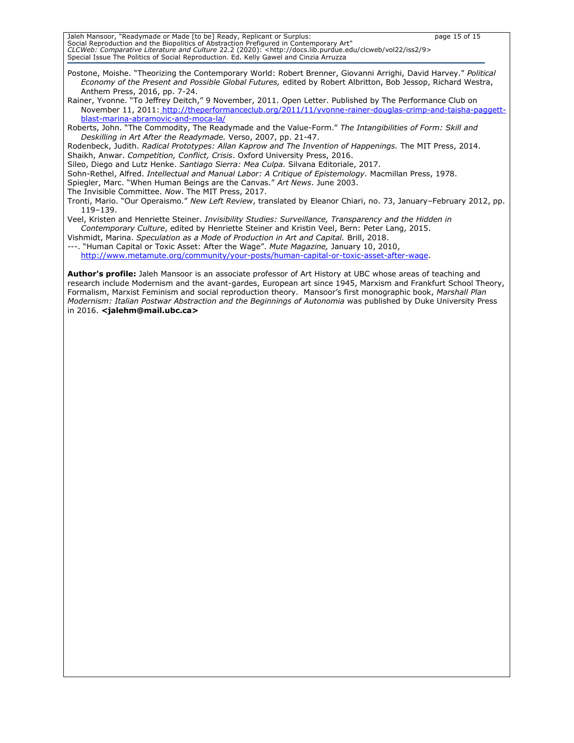Postone, Moishe. "Theorizing the Contemporary World: Robert Brenner, Giovanni Arrighi, David Harvey." *Political Economy of the Present and Possible Global Futures,* edited by Robert Albritton, Bob Jessop, Richard Westra, Anthem Press, 2016, pp. 7-24.

Rainer, Yvonne. "To Jeffrey Deitch," 9 November, 2011. Open Letter. Published by The Performance Club on November 11, 2011: http://theperformanceclub.org/2011/11/yvonne-rainer-douglas-crimp-and-taisha-paggett-blast-marina-abramovic-and-moca-la/

Roberts, John. "The Commodity, The Readymade and the Value-Form." *The Intangibilities of Form: Skill and Deskilling in Art After the Readymade.* Verso, 2007, pp. 21-47.

Rodenbeck, Judith. *Radical Prototypes: Allan Kaprow and The Invention of Happenings.* The MIT Press, 2014.

Shaikh, Anwar. *Competition, Conflict, Crisis*. Oxford University Press, 2016.

Sileo, Diego and Lutz Henke. *Santiago Sierra: Mea Culpa.* Silvana Editoriale, 2017.

Sohn-Rethel, Alfred. *Intellectual and Manual Labor: A Critique of Epistemology*. Macmillan Press, 1978.

Spiegler, Marc. "When Human Beings are the Canvas." *Art News*. June 2003.

The Invisible Committee. *Now*. The MIT Press, 2017.

Tronti, Mario. "Our Operaismo." *New Left Review*, translated by Eleanor Chiari, no. 73, January–February 2012, pp. 119–139.

Veel, Kristen and Henriette Steiner. *Invisibility Studies: Surveillance, Transparency and the Hidden in Contemporary Culture*, edited by Henriette Steiner and Kristin Veel, Bern: Peter Lang, 2015.

Vishmidt, Marina. *Speculation as a Mode of Production in Art and Capital.* Brill, 2018.

---. "Human Capital or Toxic Asset: After the Wage". *Mute Magazine,* January 10, 2010, http://www.metamute.org/community/your-posts/human-capital-or-toxic-asset-after-wage.

**Author's profile:** Jaleh Mansoor is an associate professor of Art History at UBC whose areas of teaching and research include Modernism and the avant-gardes, European art since 1945, Marxism and Frankfurt School Theory, Formalism, Marxist Feminism and social reproduction theory. Mansoor's first monographic book, *Marshall Plan Modernism: Italian Postwar Abstraction and the Beginnings of Autonomia* was published by Duke University Press in 2016. **<jalehm@mail.ubc.ca>**